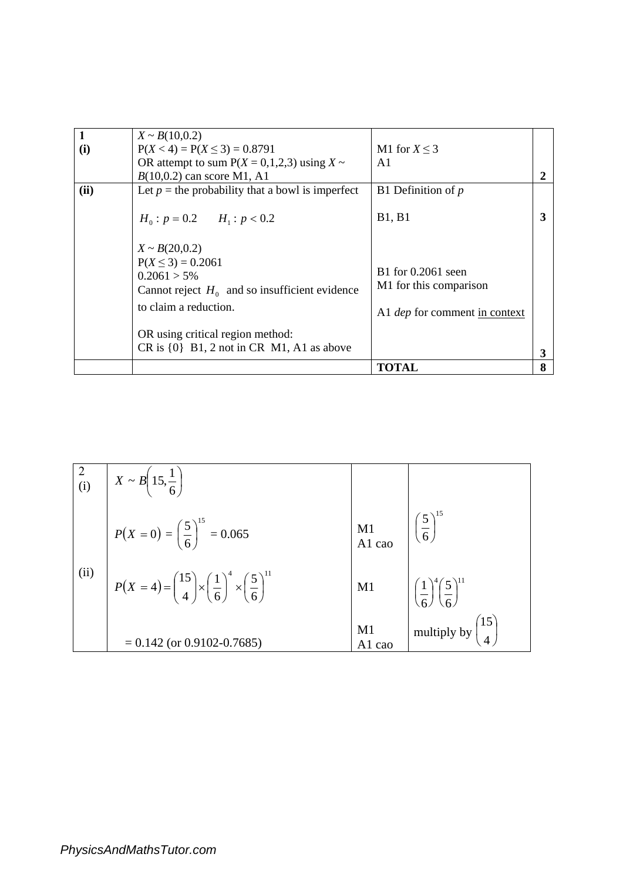| | | | |
|---|---|---|---|
| **1 (i)** | $X \sim B(10,0.2)$<br>$P(X < 4) = P(X \leq 3) = 0.8791$<br>OR attempt to sum $P(X = 0,1,2,3)$ using $X \sim B(10,0.2)$ can score M1, A1 | M1 for $X \leq 3$<br>A1 | **2** |
| **(ii)** | Let $p$ = the probability that a bowl is imperfect<br><br>$H_0 : p = 0.2 \quad H_1 : p < 0.2$ | B1 Definition of $p$<br><br>B1, B1 | **3** |
| | $X \sim B(20,0.2)$<br>$P(X \leq 3) = 0.2061$<br>$0.2061 > 5\%$<br>Cannot reject $H_0$ and so insufficient evidence to claim a reduction.<br><br>OR using critical region method:<br>CR is {0} B1, 2 not in CR M1, A1 as above | B1 for 0.2061 seen<br>M1 for this comparison<br><br>A1 *dep* for comment in context | **3** |
| | | **TOTAL** | **8** |

| | | | |
|---|---|---|---|
| 2<br>(i) | $X \sim B\left(15, \frac{1}{6}\right)$ | | |
| | $P(X = 0) = \left(\frac{5}{6}\right)^{15} = 0.065$ | M1<br>A1 cao | $\left(\frac{5}{6}\right)^{15}$ |
| (ii) | $P(X = 4) = \binom{15}{4} \times \left(\frac{1}{6}\right)^4 \times \left(\frac{5}{6}\right)^{11}$ | M1 | $\left(\frac{1}{6}\right)^4 \left(\frac{5}{6}\right)^{11}$ |
| | $= 0.142$ (or 0.9102-0.7685) | M1<br>A1 cao | multiply by $\binom{15}{4}$ |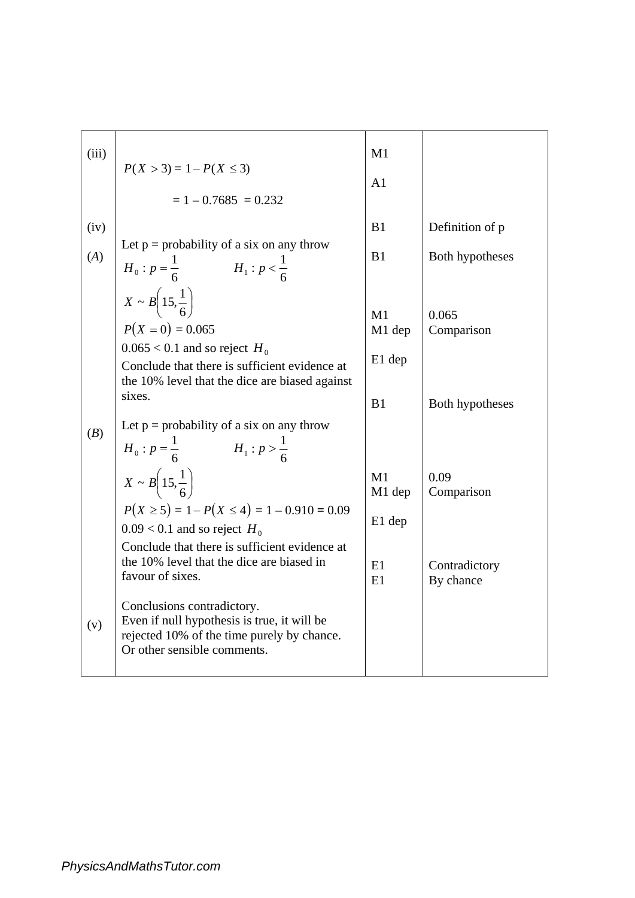| | | | |
|---|---|---|---|
| (iii) | $P(X > 3) = 1 - P(X \leq 3)$<br><br>$= 1 - 0.7685 = 0.232$ | M1<br><br>A1 | |
| (iv)<br><br>(*A*) | Let p = probability of a six on any throw<br>$H_0 : p = \frac{1}{6}$ $\quad H_1 : p < \frac{1}{6}$<br>$X \sim B\left(15, \frac{1}{6}\right)$<br>$P(X = 0) = 0.065$<br>$0.065 < 0.1$ and so reject $H_0$<br>Conclude that there is sufficient evidence at the 10% level that the dice are biased against sixes. | B1<br><br>B1<br><br><br>M1<br>M1 dep<br><br>E1 dep | Definition of p<br><br>Both hypotheses<br><br><br>0.065<br>Comparison |
| (*B*) | Let p = probability of a six on any throw<br>$H_0 : p = \frac{1}{6}$ $\quad H_1 : p > \frac{1}{6}$<br>$X \sim B\left(15, \frac{1}{6}\right)$<br>$P(X \geq 5) = 1 - P(X \leq 4) = 1 - 0.910 = 0.09$<br>$0.09 < 0.1$ and so reject $H_0$<br>Conclude that there is sufficient evidence at the 10% level that the dice are biased in favour of sixes. | B1<br><br><br>M1<br>M1 dep<br><br>E1 dep | Both hypotheses<br><br><br>0.09<br>Comparison |
| (v) | Conclusions contradictory.<br>Even if null hypothesis is true, it will be rejected 10% of the time purely by chance.<br>Or other sensible comments. | E1<br>E1 | Contradictory<br>By chance |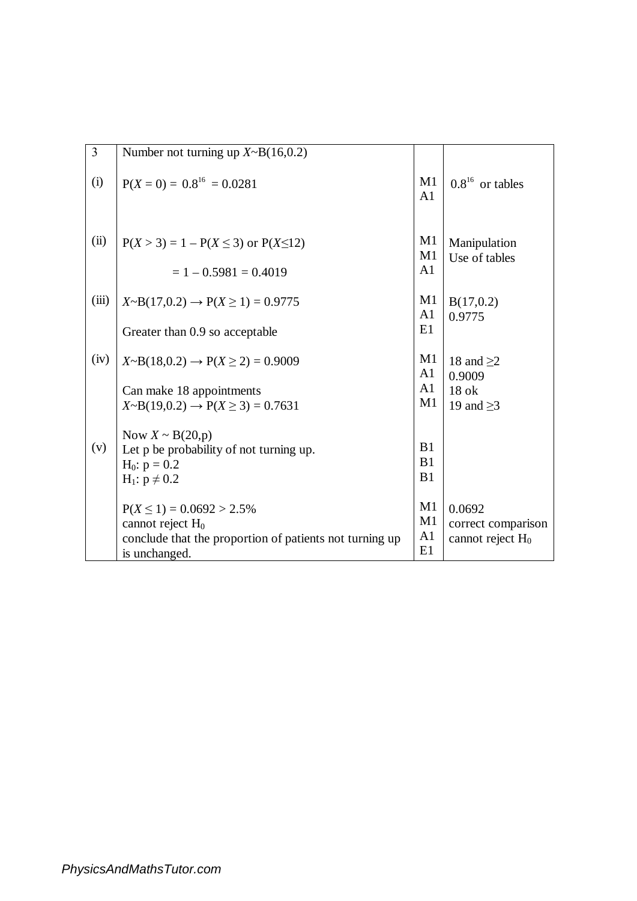| | | | |
|---|---|---|---|
| 3 | Number not turning up $X$~B(16,0.2) | | |
| (i) | $P(X = 0) = 0.8^{16} = 0.0281$ | M1<br>A1 | $0.8^{16}$ or tables |
| (ii) | $P(X > 3) = 1 - P(X \leq 3)$ or $P(X \leq 12)$<br>$= 1 - 0.5981 = 0.4019$ | M1<br>M1<br>A1 | Manipulation<br>Use of tables |
| (iii) | $X$~B(17,0.2) → $P(X \geq 1) = 0.9775$<br>Greater than 0.9 so acceptable | M1<br>A1<br>E1 | B(17,0.2)<br>0.9775 |
| (iv) | $X$~B(18,0.2) → $P(X \geq 2) = 0.9009$<br>Can make 18 appointments<br>$X$~B(19,0.2) → $P(X \geq 3) = 0.7631$ | M1<br>A1<br>A1<br>M1 | 18 and ≥2<br>0.9009<br>18 ok<br>19 and ≥3 |
| (v) | Now $X$ ~ B(20,p)<br>Let p be probability of not turning up.<br>$H_0$: p = 0.2<br>$H_1$: p ≠ 0.2 | B1<br>B1<br>B1 | |
| | $P(X \leq 1) = 0.0692 > 2.5\%$<br>cannot reject $H_0$<br>conclude that the proportion of patients not turning up is unchanged. | M1<br>M1<br>A1<br>E1 | 0.0692<br>correct comparison<br>cannot reject $H_0$ |